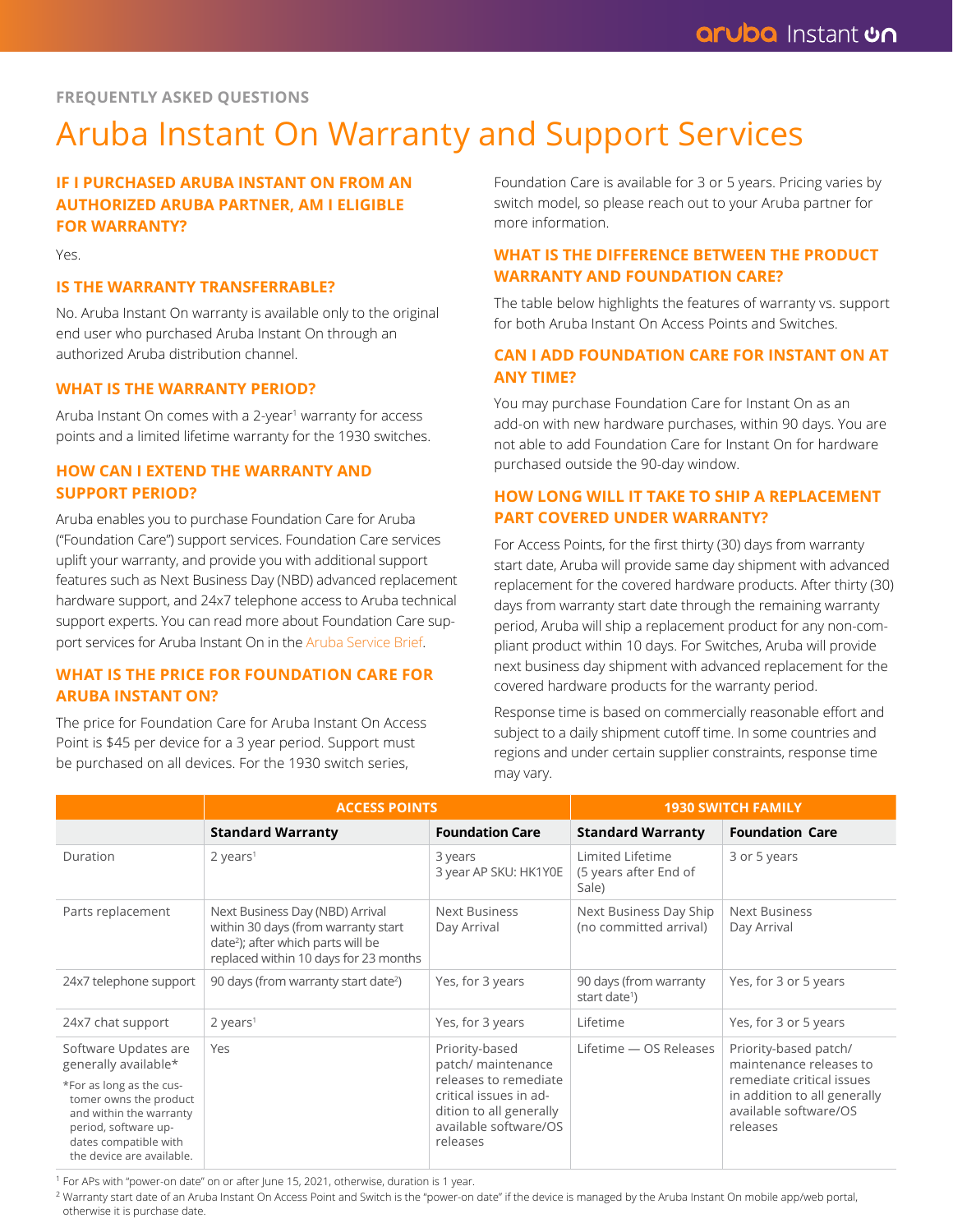FREQUENTLY ASKED QUESTIONS

# Aruba Instant On Warranty and Support Services

### IF I PURCHASED ARUBA INSTANT ON FROM AN AUTHORIZED ARUBA PARTNER, AM I ELIGIBLE FOR WARRANTY?

Yes.

### IS THE WARRANTY TRANSFERRABLE?

No. Aruba Instant On warranty is available only to the original end user who purchased Aruba Instant On through an authorized Aruba distribution channel.

### WHAT IS THE WARRANTY PERIOD?

Aruba Instant On comes with a 2-year[1] warranty for access points and a limited lifetime warranty for the 1930 switches.

### HOW CAN I EXTEND THE WARRANTY AND SUPPORT PERIOD?

Aruba enables you to purchase Foundation Care for Aruba ("Foundation Care") support services. Foundation Care services uplift your warranty, and provide you with additional support features such as Next Business Day (NBD) advanced replacement hardware support, and 24x7 telephone access to Aruba technical support experts. You can read more about Foundation Care support services for Aruba Instant On in the Aruba Service Brief.

### WHAT IS THE PRICE FOR FOUNDATION CARE FOR ARUBA INSTANT ON?

The price for Foundation Care for Aruba Instant On Access Point is $45 per device for a 3 year period. Support must be purchased on all devices. For the 1930 switch series, Foundation Care is available for 3 or 5 years. Pricing varies by switch model, so please reach out to your Aruba partner for more information.

### WHAT IS THE DIFFERENCE BETWEEN THE PRODUCT WARRANTY AND FOUNDATION CARE?

The table below highlights the features of warranty vs. support for both Aruba Instant On Access Points and Switches.

### CAN I ADD FOUNDATION CARE FOR INSTANT ON AT ANY TIME?

You may purchase Foundation Care for Instant On as an add-on with new hardware purchases, within 90 days. You are not able to add Foundation Care for Instant On for hardware purchased outside the 90-day window.

### HOW LONG WILL IT TAKE TO SHIP A REPLACEMENT PART COVERED UNDER WARRANTY?

For Access Points, for the first thirty (30) days from warranty start date, Aruba will provide same day shipment with advanced replacement for the covered hardware products. After thirty (30) days from warranty start date through the remaining warranty period, Aruba will ship a replacement product for any non-compliant product within 10 days. For Switches, Aruba will provide next business day shipment with advanced replacement for the covered hardware products for the warranty period.

Response time is based on commercially reasonable effort and subject to a daily shipment cutoff time. In some countries and regions and under certain supplier constraints, response time may vary.

| | ACCESS POINTS | | 1930 SWITCH FAMILY | |
|---|---|---|---|---|
| | **Standard Warranty** | **Foundation Care** | **Standard Warranty** | **Foundation Care** |
| Duration | 2 years[1] | 3 years<br>3 year AP SKU: HK1Y0E | Limited Lifetime (5 years after End of Sale) | 3 or 5 years |
| Parts replacement | Next Business Day (NBD) Arrival within 30 days (from warranty start date[2]); after which parts will be replaced within 10 days for 23 months | Next Business Day Arrival | Next Business Day Ship (no committed arrival) | Next Business Day Arrival |
| 24x7 telephone support | 90 days (from warranty start date[2]) | Yes, for 3 years | 90 days (from warranty start date[1]) | Yes, for 3 or 5 years |
| 24x7 chat support | 2 years[1] | Yes, for 3 years | Lifetime | Yes, for 3 or 5 years |
| Software Updates are generally available*<br>*For as long as the customer owns the product and within the warranty period, software updates compatible with the device are available. | Yes | Priority-based patch/ maintenance releases to remediate critical issues in addition to all generally available software/OS releases | Lifetime — OS Releases | Priority-based patch/ maintenance releases to remediate critical issues in addition to all generally available software/OS releases |

[1] For APs with "power-on date" on or after June 15, 2021, otherwise, duration is 1 year.

[2] Warranty start date of an Aruba Instant On Access Point and Switch is the "power-on date" if the device is managed by the Aruba Instant On mobile app/web portal, otherwise it is purchase date.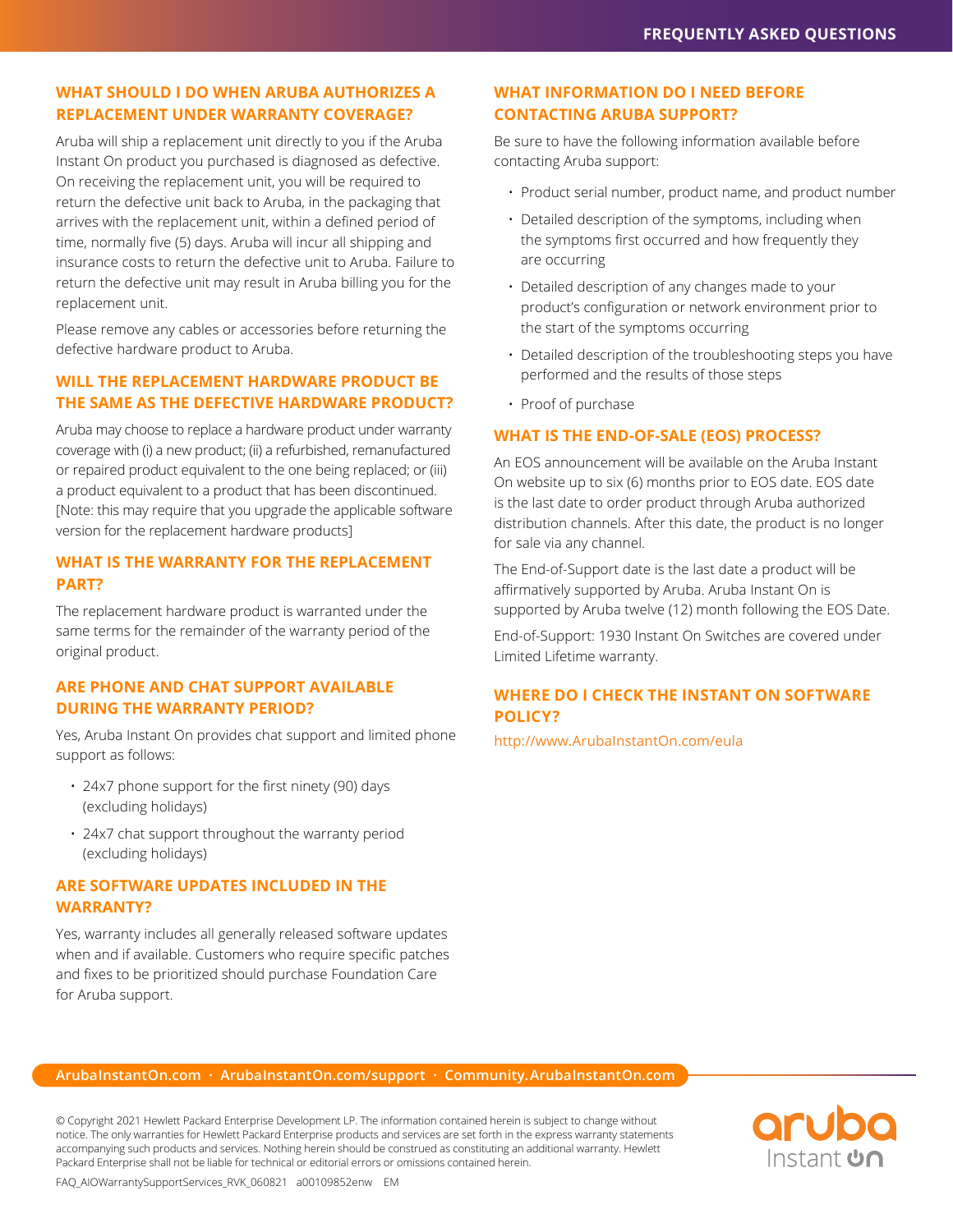## WHAT SHOULD I DO WHEN ARUBA AUTHORIZES A REPLACEMENT UNDER WARRANTY COVERAGE?

Aruba will ship a replacement unit directly to you if the Aruba Instant On product you purchased is diagnosed as defective. On receiving the replacement unit, you will be required to return the defective unit back to Aruba, in the packaging that arrives with the replacement unit, within a defined period of time, normally five (5) days. Aruba will incur all shipping and insurance costs to return the defective unit to Aruba. Failure to return the defective unit may result in Aruba billing you for the replacement unit.

Please remove any cables or accessories before returning the defective hardware product to Aruba.

## WILL THE REPLACEMENT HARDWARE PRODUCT BE THE SAME AS THE DEFECTIVE HARDWARE PRODUCT?

Aruba may choose to replace a hardware product under warranty coverage with (i) a new product; (ii) a refurbished, remanufactured or repaired product equivalent to the one being replaced; or (iii) a product equivalent to a product that has been discontinued. [Note: this may require that you upgrade the applicable software version for the replacement hardware products]

## WHAT IS THE WARRANTY FOR THE REPLACEMENT PART?

The replacement hardware product is warranted under the same terms for the remainder of the warranty period of the original product.

## ARE PHONE AND CHAT SUPPORT AVAILABLE DURING THE WARRANTY PERIOD?

Yes, Aruba Instant On provides chat support and limited phone support as follows:

- 24x7 phone support for the first ninety (90) days (excluding holidays)
- 24x7 chat support throughout the warranty period (excluding holidays)

## ARE SOFTWARE UPDATES INCLUDED IN THE WARRANTY?

Yes, warranty includes all generally released software updates when and if available. Customers who require specific patches and fixes to be prioritized should purchase Foundation Care for Aruba support.

## WHAT INFORMATION DO I NEED BEFORE CONTACTING ARUBA SUPPORT?

Be sure to have the following information available before contacting Aruba support:

- Product serial number, product name, and product number
- Detailed description of the symptoms, including when the symptoms first occurred and how frequently they are occurring
- Detailed description of any changes made to your product's configuration or network environment prior to the start of the symptoms occurring
- Detailed description of the troubleshooting steps you have performed and the results of those steps
- Proof of purchase

## WHAT IS THE END-OF-SALE (EOS) PROCESS?

An EOS announcement will be available on the Aruba Instant On website up to six (6) months prior to EOS date. EOS date is the last date to order product through Aruba authorized distribution channels. After this date, the product is no longer for sale via any channel.

The End-of-Support date is the last date a product will be affirmatively supported by Aruba. Aruba Instant On is supported by Aruba twelve (12) month following the EOS Date.

End-of-Support: 1930 Instant On Switches are covered under Limited Lifetime warranty.

## WHERE DO I CHECK THE INSTANT ON SOFTWARE POLICY?

http://www.ArubaInstantOn.com/eula

ArubaInstantOn.com · ArubaInstantOn.com/support · Community.ArubaInstantOn.com

© Copyright 2021 Hewlett Packard Enterprise Development LP. The information contained herein is subject to change without notice. The only warranties for Hewlett Packard Enterprise products and services are set forth in the express warranty statements accompanying such products and services. Nothing herein should be construed as constituting an additional warranty. Hewlett Packard Enterprise shall not be liable for technical or editorial errors or omissions contained herein.

FAQ_AIOWarrantySupportServices_RVK_060821 a00109852enw EM